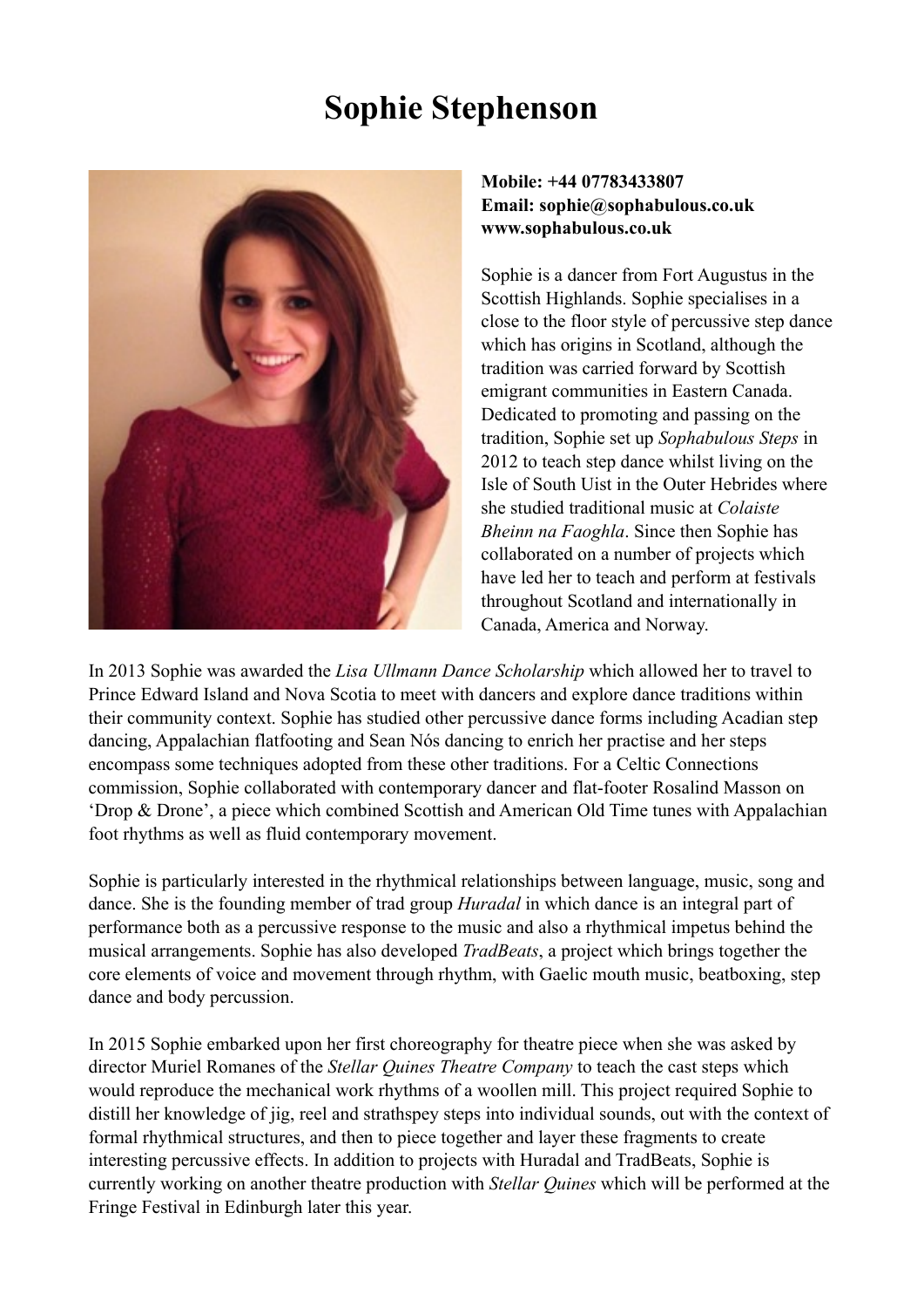# Sophie Stephenson

**Mobile: +44 07783433807**
**Email: sophie@sophabulous.co.uk**
**www.sophabulous.co.uk**

Sophie is a dancer from Fort Augustus in the Scottish Highlands. Sophie specialises in a close to the floor style of percussive step dance which has origins in Scotland, although the tradition was carried forward by Scottish emigrant communities in Eastern Canada. Dedicated to promoting and passing on the tradition, Sophie set up *Sophabulous Steps* in 2012 to teach step dance whilst living on the Isle of South Uist in the Outer Hebrides where she studied traditional music at *Colaiste Bheinn na Faoghla*. Since then Sophie has collaborated on a number of projects which have led her to teach and perform at festivals throughout Scotland and internationally in Canada, America and Norway.

In 2013 Sophie was awarded the *Lisa Ullmann Dance Scholarship* which allowed her to travel to Prince Edward Island and Nova Scotia to meet with dancers and explore dance traditions within their community context. Sophie has studied other percussive dance forms including Acadian step dancing, Appalachian flatfooting and Sean Nós dancing to enrich her practise and her steps encompass some techniques adopted from these other traditions. For a Celtic Connections commission, Sophie collaborated with contemporary dancer and flat-footer Rosalind Masson on 'Drop & Drone', a piece which combined Scottish and American Old Time tunes with Appalachian foot rhythms as well as fluid contemporary movement.

Sophie is particularly interested in the rhythmical relationships between language, music, song and dance. She is the founding member of trad group *Huradal* in which dance is an integral part of performance both as a percussive response to the music and also a rhythmical impetus behind the musical arrangements. Sophie has also developed *TradBeats*, a project which brings together the core elements of voice and movement through rhythm, with Gaelic mouth music, beatboxing, step dance and body percussion.

In 2015 Sophie embarked upon her first choreography for theatre piece when she was asked by director Muriel Romanes of the *Stellar Quines Theatre Company* to teach the cast steps which would reproduce the mechanical work rhythms of a woollen mill. This project required Sophie to distill her knowledge of jig, reel and strathspey steps into individual sounds, out with the context of formal rhythmical structures, and then to piece together and layer these fragments to create interesting percussive effects. In addition to projects with Huradal and TradBeats, Sophie is currently working on another theatre production with *Stellar Quines* which will be performed at the Fringe Festival in Edinburgh later this year.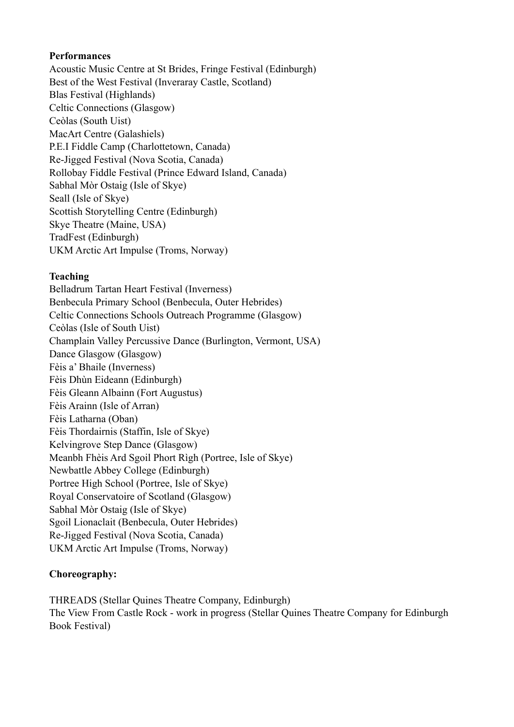**Performances**

Acoustic Music Centre at St Brides, Fringe Festival (Edinburgh)
Best of the West Festival (Inveraray Castle, Scotland)
Blas Festival (Highlands)
Celtic Connections (Glasgow)
Ceòlas (South Uist)
MacArt Centre (Galashiels)
P.E.I Fiddle Camp (Charlottetown, Canada)
Re-Jigged Festival (Nova Scotia, Canada)
Rollobay Fiddle Festival (Prince Edward Island, Canada)
Sabhal Mòr Ostaig (Isle of Skye)
Seall (Isle of Skye)
Scottish Storytelling Centre (Edinburgh)
Skye Theatre (Maine, USA)
TradFest (Edinburgh)
UKM Arctic Art Impulse (Troms, Norway)

**Teaching**

Belladrum Tartan Heart Festival (Inverness)
Benbecula Primary School (Benbecula, Outer Hebrides)
Celtic Connections Schools Outreach Programme (Glasgow)
Ceòlas (Isle of South Uist)
Champlain Valley Percussive Dance (Burlington, Vermont, USA)
Dance Glasgow (Glasgow)
Fèis a' Bhaile (Inverness)
Fèis Dhùn Eideann (Edinburgh)
Fèis Gleann Albainn (Fort Augustus)
Fèis Arainn (Isle of Arran)
Fèis Latharna (Oban)
Fèis Thordairnis (Staffin, Isle of Skye)
Kelvingrove Step Dance (Glasgow)
Meanbh Fhèis Ard Sgoil Phort Rìgh (Portree, Isle of Skye)
Newbattle Abbey College (Edinburgh)
Portree High School (Portree, Isle of Skye)
Royal Conservatoire of Scotland (Glasgow)
Sabhal Mòr Ostaig (Isle of Skye)
Sgoil Lionaclait (Benbecula, Outer Hebrides)
Re-Jigged Festival (Nova Scotia, Canada)
UKM Arctic Art Impulse (Troms, Norway)

**Choreography:**

THREADS (Stellar Quines Theatre Company, Edinburgh)
The View From Castle Rock - work in progress (Stellar Quines Theatre Company for Edinburgh Book Festival)